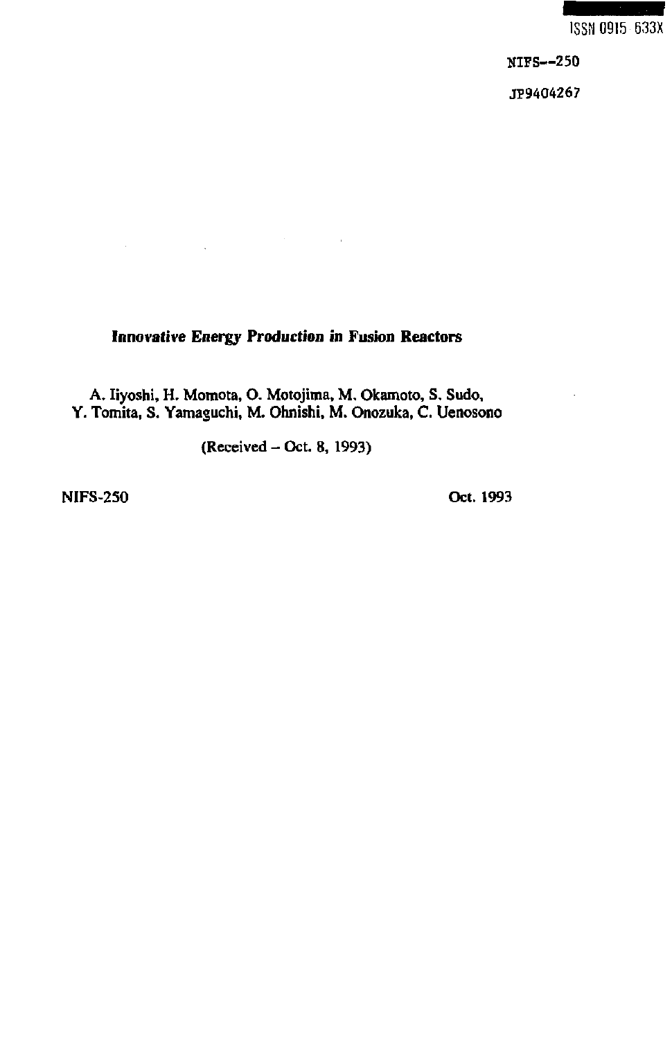ISSN 0915-633X

NIFS--250

JP9404267

**Innovative Energy Production in Fusion Reactors**

A. Iiyoshi, H. Momota, O. Motojima, M. Okamoto, S. Sudo,
Y. Tomita, S. Yamaguchi, M. Ohnishi, M. Onozuka, C. Uenosono

(Received – Oct. 8, 1993)

NIFS-250 Oct. 1993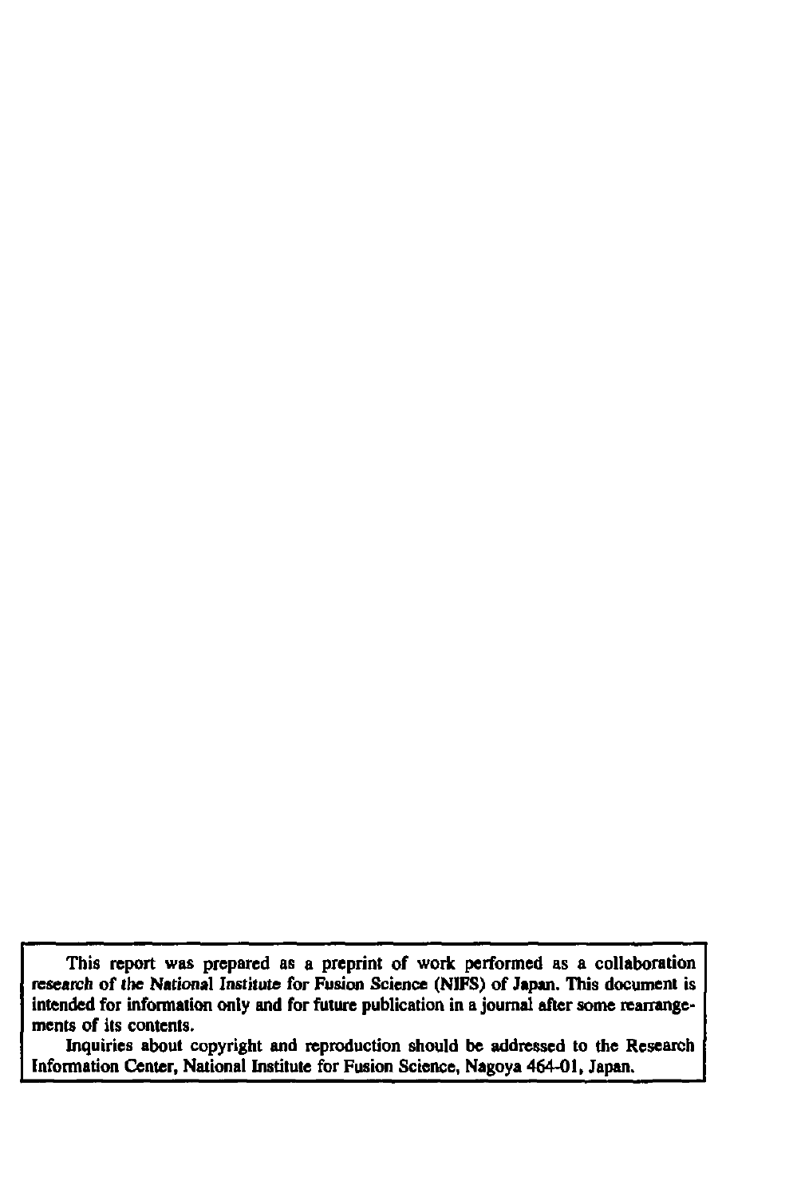This report was prepared as a preprint of work performed as a collaboration research of the National Institute for Fusion Science (NIFS) of Japan. This document is intended for information only and for future publication in a journal after some rearrangements of its contents.

Inquiries about copyright and reproduction should be addressed to the Research Information Center, National Institute for Fusion Science, Nagoya 464-01, Japan.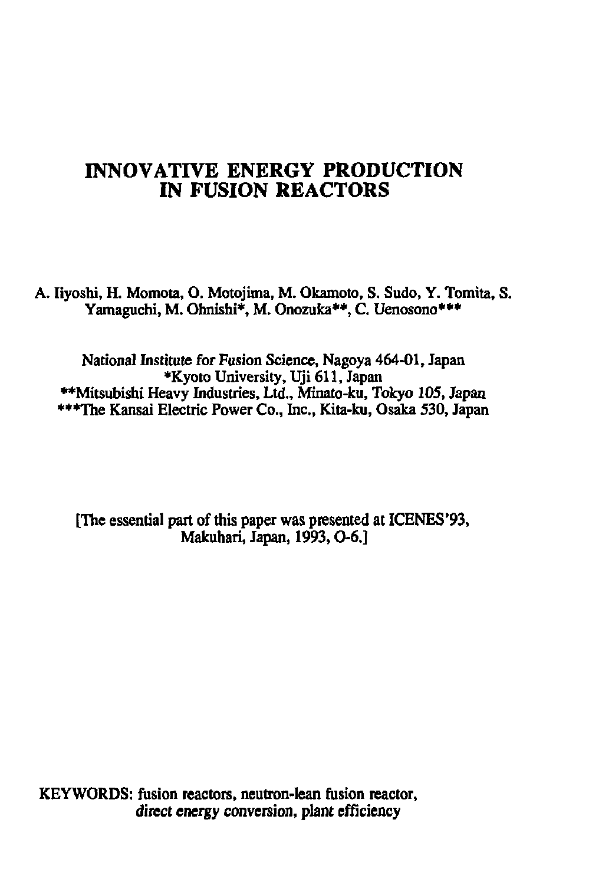# INNOVATIVE ENERGY PRODUCTION IN FUSION REACTORS

A. Iiyoshi, H. Momota, O. Motojima, M. Okamoto, S. Sudo, Y. Tomita, S. Yamaguchi, M. Ohnishi*, M. Onozuka**, C. Uenosono***

National Institute for Fusion Science, Nagoya 464-01, Japan
*Kyoto University, Uji 611, Japan
**Mitsubishi Heavy Industries, Ltd., Minato-ku, Tokyo 105, Japan
***The Kansai Electric Power Co., Inc., Kita-ku, Osaka 530, Japan

[The essential part of this paper was presented at ICENES'93, Makuhari, Japan, 1993, O-6.]

KEYWORDS: fusion reactors, neutron-lean fusion reactor, *direct energy conversion, plant efficiency*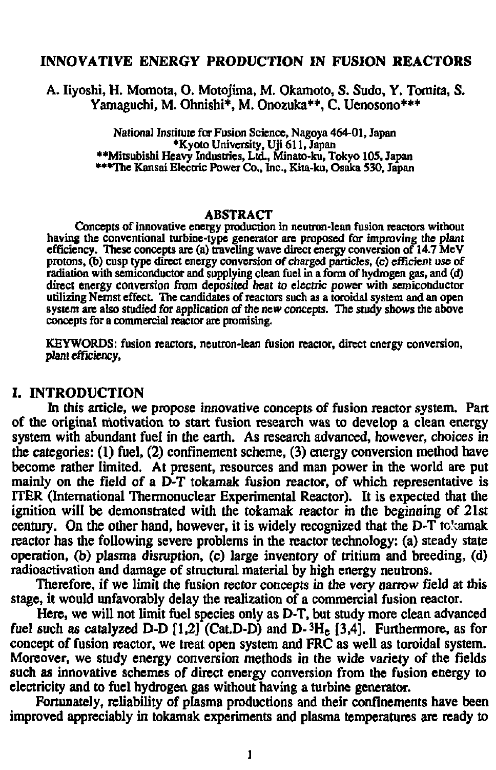# INNOVATIVE ENERGY PRODUCTION IN FUSION REACTORS

A. Iiyoshi, H. Momota, O. Motojima, M. Okamoto, S. Sudo, Y. Tomita, S. Yamaguchi, M. Ohnishi*, M. Onozuka**, C. Uenosono***

National Institute for Fusion Science, Nagoya 464-01, Japan
*Kyoto University, Uji 611, Japan
**Mitsubishi Heavy Industries, Ltd., Minato-ku, Tokyo 105, Japan
***The Kansai Electric Power Co., Inc., Kita-ku, Osaka 530, Japan

## ABSTRACT

Concepts of innovative energy production in neutron-lean fusion reactors without having the conventional turbine-type generator are proposed for improving the plant efficiency. These concepts are (a) traveling wave direct energy conversion of 14.7 MeV protons, (b) cusp type direct energy conversion of charged particles, (c) efficient use of radiation with semiconductor and supplying clean fuel in a form of hydrogen gas, and (d) direct energy conversion from deposited heat to electric power with semiconductor utilizing Nernst effect. The candidates of reactors such as a toroidal system and an open system are also studied for application of the new concepts. The study shows the above concepts for a commercial reactor are promising.

KEYWORDS: fusion reactors, neutron-lean fusion reactor, direct energy conversion, plant efficiency,

## I. INTRODUCTION

In this article, we propose innovative concepts of fusion reactor system. Part of the original motivation to start fusion research was to develop a clean energy system with abundant fuel in the earth. As research advanced, however, choices in the categories: (1) fuel, (2) confinement scheme, (3) energy conversion method have become rather limited. At present, resources and man power in the world are put mainly on the field of a D-T tokamak fusion reactor, of which representative is ITER (International Thermonuclear Experimental Reactor). It is expected that the ignition will be demonstrated with the tokamak reactor in the beginning of 21st century. On the other hand, however, it is widely recognized that the D-T tokamak reactor has the following severe problems in the reactor technology: (a) steady state operation, (b) plasma disruption, (c) large inventory of tritium and breeding, (d) radioactivation and damage of structural material by high energy neutrons.

Therefore, if we limit the fusion rector concepts in the very narrow field at this stage, it would unfavorably delay the realization of a commercial fusion reactor.

Here, we will not limit fuel species only as D-T, but study more clean advanced fuel such as catalyzed D-D [1,2] (Cat.D-D) and D-$^3$H$_e$ [3,4]. Furthermore, as for concept of fusion reactor, we treat open system and FRC as well as toroidal system. Moreover, we study energy conversion methods in the wide variety of the fields such as innovative schemes of direct energy conversion from the fusion energy to electricity and to fuel hydrogen gas without having a turbine generator.

Fortunately, reliability of plasma productions and their confinements have been improved appreciably in tokamak experiments and plasma temperatures are ready to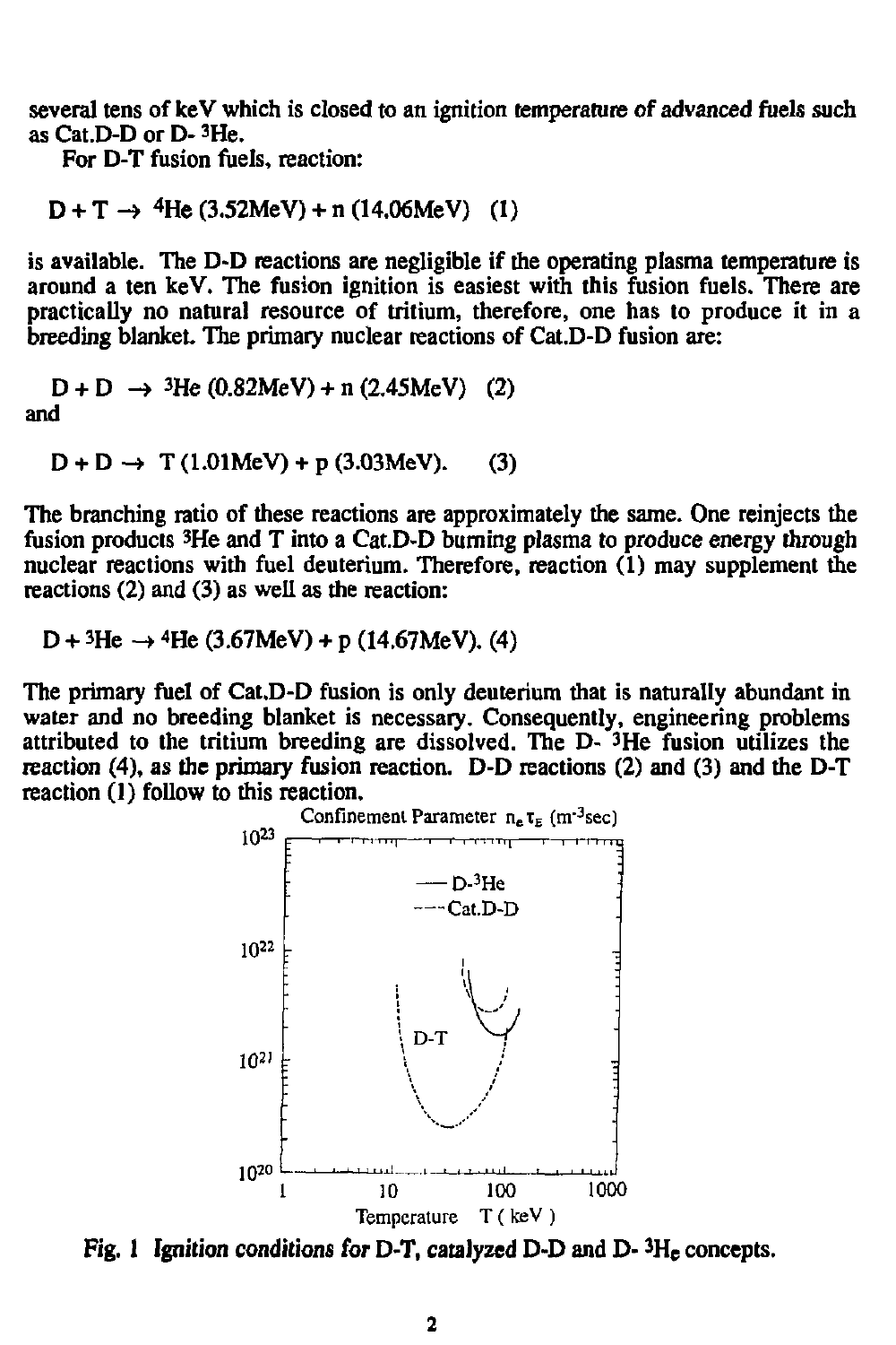several tens of keV which is closed to an ignition temperature of advanced fuels such as Cat.D-D or D-$^3$He.

For D-T fusion fuels, reaction:

$$D + T \rightarrow {}^4He\ (3.52MeV) + n\ (14.06MeV) \quad (1)$$

is available. The D-D reactions are negligible if the operating plasma temperature is around a ten keV. The fusion ignition is easiest with this fusion fuels. There are practically no natural resource of tritium, therefore, one has to produce it in a breeding blanket. The primary nuclear reactions of Cat.D-D fusion are:

$$D + D \rightarrow {}^3He\ (0.82MeV) + n\ (2.45MeV) \quad (2)$$

and

$$D + D \rightarrow T\ (1.01MeV) + p\ (3.03MeV). \quad (3)$$

The branching ratio of these reactions are approximately the same. One reinjects the fusion products $^3$He and T into a Cat.D-D burning plasma to produce energy through nuclear reactions with fuel deuterium. Therefore, reaction (1) may supplement the reactions (2) and (3) as well as the reaction:

$$D + {}^3He \rightarrow {}^4He\ (3.67MeV) + p\ (14.67MeV). \quad (4)$$

The primary fuel of Cat.D-D fusion is only deuterium that is naturally abundant in water and no breeding blanket is necessary. Consequently, engineering problems attributed to the tritium breeding are dissolved. The D-$^3$He fusion utilizes the reaction (4), as the primary fusion reaction. D-D reactions (2) and (3) and the D-T reaction (1) follow to this reaction.

Confinement Parameter $n_e \tau_E$ (m$^{-3}$sec)

$10^{23}$
$10^{22}$
$10^{21}$
$10^{20}$

— D-$^3$He
--- Cat.D-D
D-T

1 10 100 1000

Temperature T ( keV )

*Fig. 1 Ignition conditions for D-T, catalyzed D-D and D-$^3$He concepts.*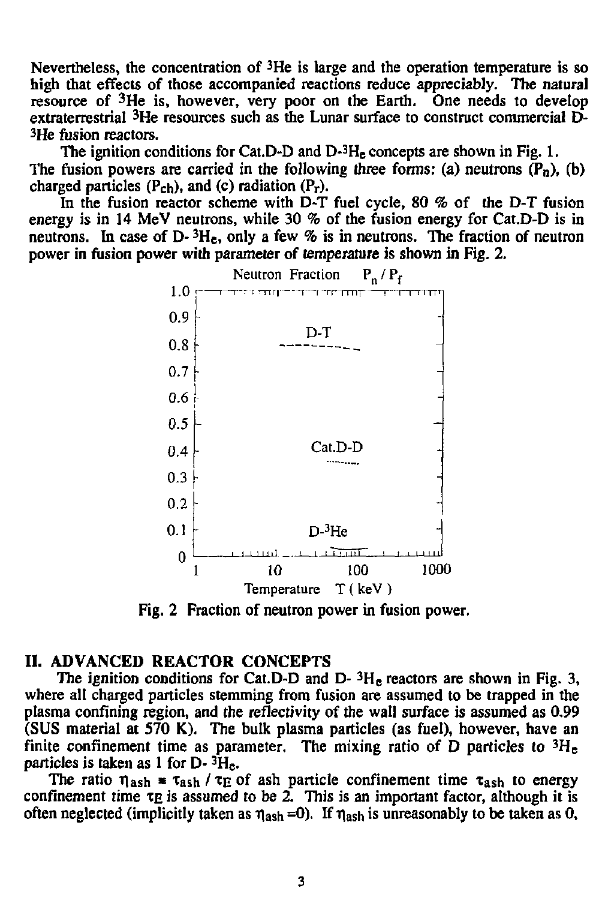Nevertheless, the concentration of $^3$He is large and the operation temperature is so high that effects of those accompanied reactions reduce appreciably. The natural resource of $^3$He is, however, very poor on the Earth. One needs to develop extraterrestrial $^3$He resources such as the Lunar surface to construct commercial D-$^3$He fusion reactors.

The ignition conditions for Cat.D-D and D-$^3$He concepts are shown in Fig. 1. The fusion powers are carried in the following three forms: (a) neutrons ($P_n$), (b) charged particles ($P_{ch}$), and (c) radiation ($P_r$).

In the fusion reactor scheme with D-T fuel cycle, 80 % of the D-T fusion energy is in 14 MeV neutrons, while 30 % of the fusion energy for Cat.D-D is in neutrons. In case of D-$^3$He, only a few % is in neutrons. The fraction of neutron power in fusion power with parameter of temperature is shown in Fig. 2.

Neutron Fraction $P_n / P_f$

1.0
0.9
0.8
0.7
0.6
0.5
0.4
0.3
0.2
0.1
0

D-T

Cat.D-D

D-$^3$He

1
10
100
1000

Temperature T ( keV )

Fig. 2 Fraction of neutron power in fusion power.

## II. ADVANCED REACTOR CONCEPTS

The ignition conditions for Cat.D-D and D-$^3$He reactors are shown in Fig. 3, where all charged particles stemming from fusion are assumed to be trapped in the plasma confining region, and the reflectivity of the wall surface is assumed as 0.99 (SUS material at 570 K). The bulk plasma particles (as fuel), however, have an finite confinement time as parameter. The mixing ratio of D particles to $^3$He particles is taken as 1 for D-$^3$He.

The ratio $\eta_{ash} \equiv \tau_{ash} / \tau_E$ of ash particle confinement time $\tau_{ash}$ to energy confinement time $\tau_E$ is assumed to be 2. This is an important factor, although it is often neglected (implicitly taken as $\eta_{ash} = 0$). If $\eta_{ash}$ is unreasonably to be taken as 0,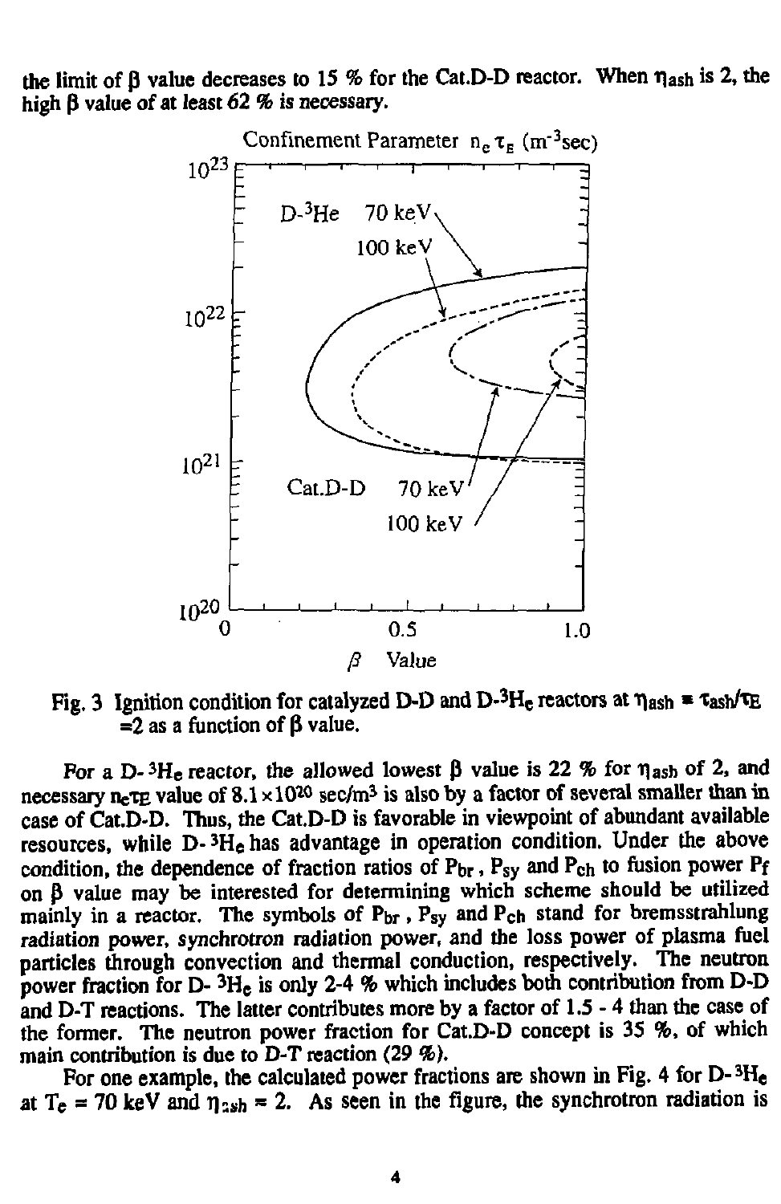the limit of $\beta$ value decreases to 15 % for the Cat.D-D reactor. When $\eta_{ash}$ is 2, the high $\beta$ value of at least 62 % is necessary.

Confinement Parameter $n_e \tau_E$ ($m^{-3}$sec)

$10^{23}$

$10^{22}$

$10^{21}$

$10^{20}$

D-$^3$He 70 keV

100 keV

Cat.D-D 70 keV

100 keV

0

0.5

1.0

$\beta$ Value

Fig. 3 Ignition condition for catalyzed D-D and D-$^3$He reactors at $\eta_{ash} = \tau_{ash}/\tau_E$ =2 as a function of $\beta$ value.

For a D-$^3$He reactor, the allowed lowest $\beta$ value is 22 % for $\eta_{ash}$ of 2, and necessary $n_e\tau_E$ value of $8.1 \times 10^{20}$ sec/m$^3$ is also by a factor of several smaller than in case of Cat.D-D. Thus, the Cat.D-D is favorable in viewpoint of abundant available resources, while D-$^3$He has advantage in operation condition. Under the above condition, the dependence of fraction ratios of $P_{br}$, $P_{sy}$ and $P_{ch}$ to fusion power $P_f$ on $\beta$ value may be interested for determining which scheme should be utilized mainly in a reactor. The symbols of $P_{br}$, $P_{sy}$ and $P_{ch}$ stand for bremsstrahlung radiation power, synchrotron radiation power, and the loss power of plasma fuel particles through convection and thermal conduction, respectively. The neutron power fraction for D-$^3$He is only 2-4 % which includes both contribution from D-D and D-T reactions. The latter contributes more by a factor of 1.5 - 4 than the case of the former. The neutron power fraction for Cat.D-D concept is 35 %, of which main contribution is due to D-T reaction (29 %).

For one example, the calculated power fractions are shown in Fig. 4 for D-$^3$He at $T_e$ = 70 keV and $\eta_{ash}$ = 2. As seen in the figure, the synchrotron radiation is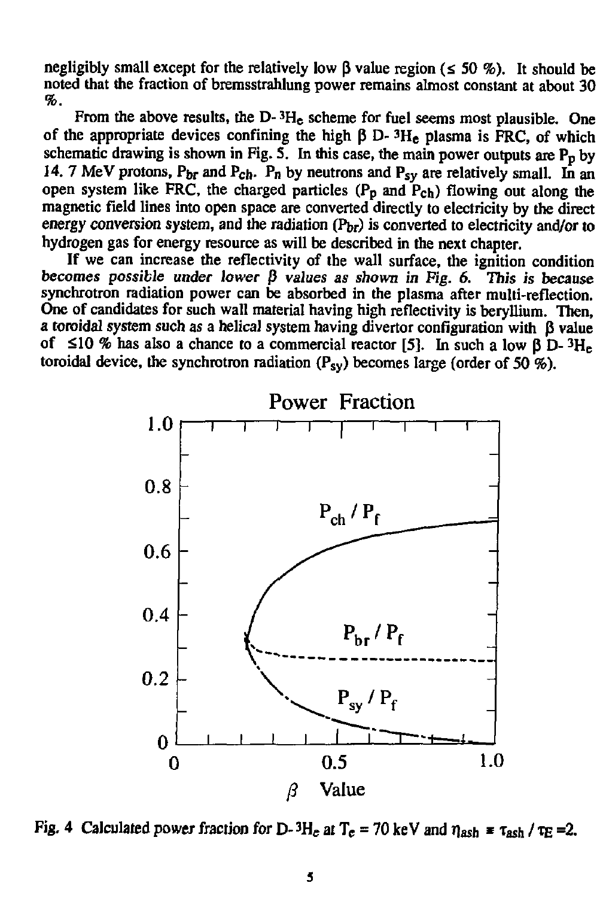negligibly small except for the relatively low $\beta$ value region ($\leq$ 50 %). It should be noted that the fraction of bremsstrahlung power remains almost constant at about 30 %.

From the above results, the D-$^3$He scheme for fuel seems most plausible. One of the appropriate devices confining the high $\beta$ D-$^3$He plasma is FRC, of which schematic drawing is shown in Fig. 5. In this case, the main power outputs are $P_p$ by 14.7 MeV protons, $P_{br}$ and $P_{ch}$. $P_n$ by neutrons and $P_{sy}$ are relatively small. In an open system like FRC, the charged particles ($P_p$ and $P_{ch}$) flowing out along the magnetic field lines into open space are converted directly to electricity by the direct energy conversion system, and the radiation ($P_{br}$) is converted to electricity and/or to hydrogen gas for energy resource as will be described in the next chapter.

If we can increase the reflectivity of the wall surface, the ignition condition becomes possible under lower $\beta$ values as shown in Fig. 6. This is because synchrotron radiation power can be absorbed in the plasma after multi-reflection. One of candidates for such wall material having high reflectivity is beryllium. Then, a toroidal system such as a helical system having divertor configuration with $\beta$ value of $\leq$10 % has also a chance to a commercial reactor [5]. In such a low $\beta$ D-$^3$He toroidal device, the synchrotron radiation ($P_{sy}$) becomes large (order of 50 %).

Power Fraction

1.0
0.8
0.6
0.4
0.2
0

$P_{ch} / P_f$

$P_{br} / P_f$

$P_{sy} / P_f$

0
0.5
1.0

$\beta$ Value

Fig. 4 Calculated power fraction for D-$^3$He at $T_e$ = 70 keV and $\eta_{ash} \equiv \tau_{ash} / \tau_E$ =2.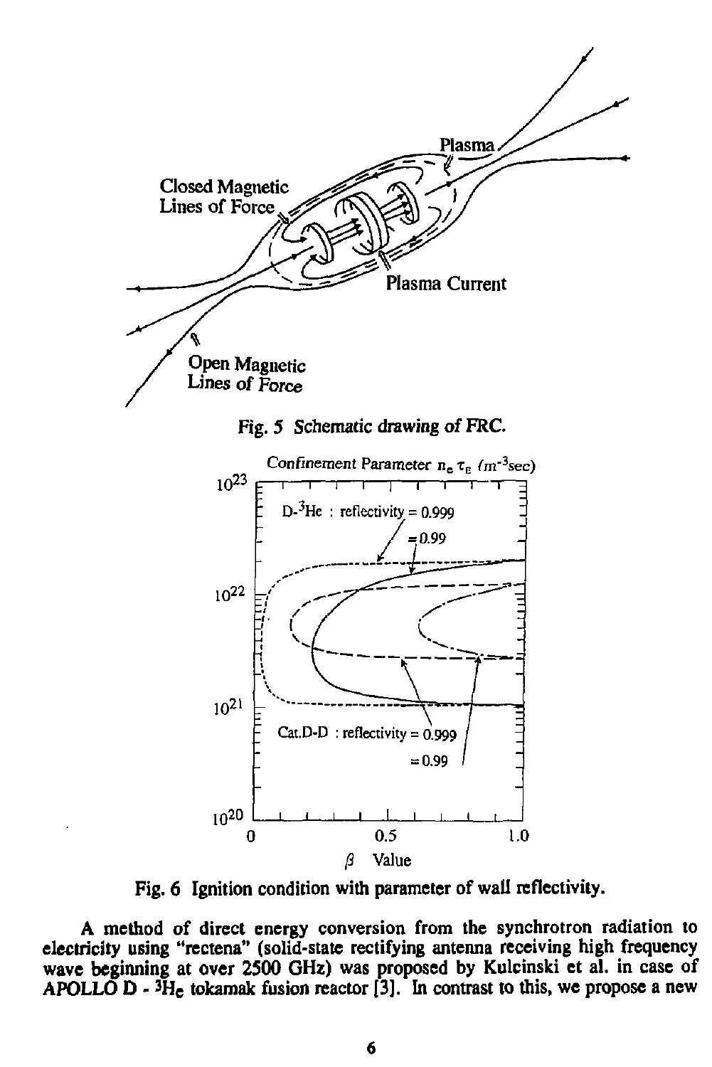Plasma

Closed Magnetic Lines of Force

Plasma Current

Open Magnetic Lines of Force

Fig. 5 Schematic drawing of FRC.

Confinement Parameter $n_e \tau_E$ ($m^{-3}$sec)

$10^{23}$

$10^{22}$

$10^{21}$

$10^{20}$

D-$^3$He : reflectivity = 0.999

= 0.99

Cat.D-D : reflectivity = 0.999

= 0.99

0

0.5

1.0

$\beta$ Value

Fig. 6 Ignition condition with parameter of wall reflectivity.

A method of direct energy conversion from the synchrotron radiation to electricity using "rectena" (solid-state rectifying antenna receiving high frequency wave beginning at over 2500 GHz) was proposed by Kulcinski et al. in case of APOLLO D - $^3$He tokamak fusion reactor [3]. In contrast to this, we propose a new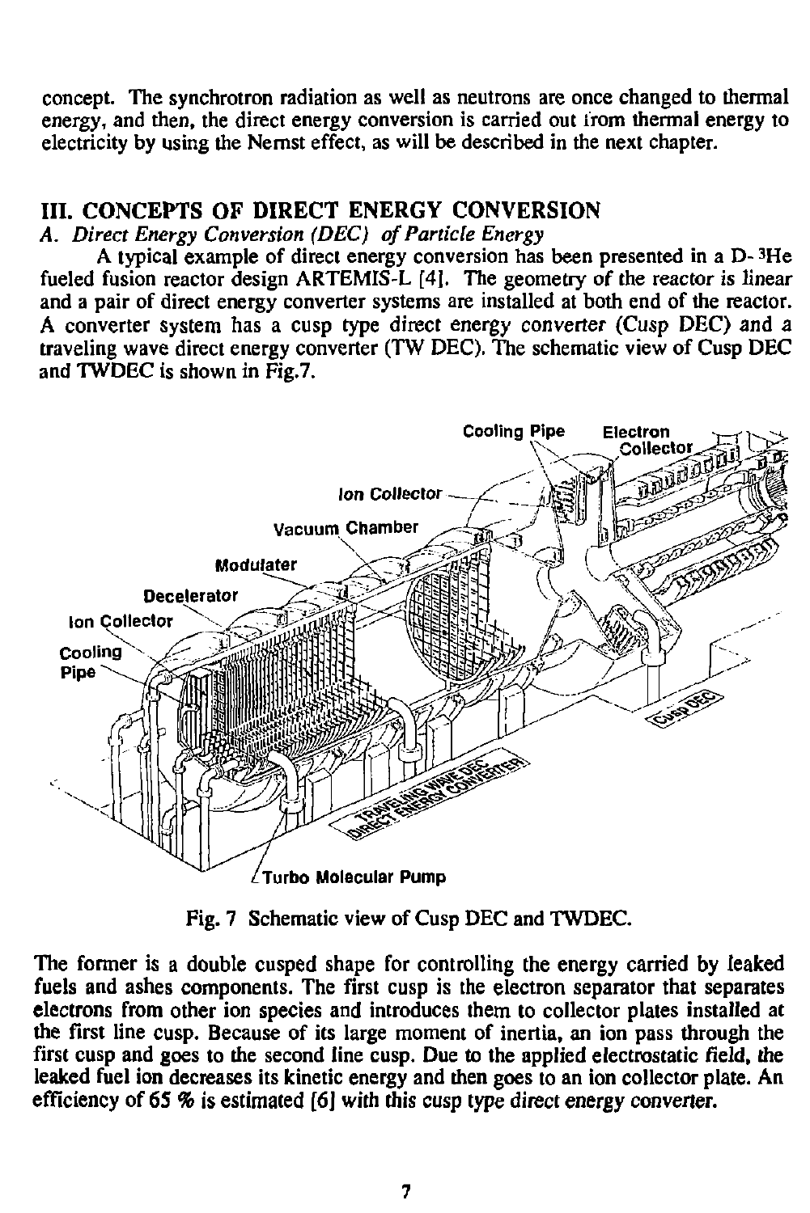concept. The synchrotron radiation as well as neutrons are once changed to thermal energy, and then, the direct energy conversion is carried out from thermal energy to electricity by using the Nernst effect, as will be described in the next chapter.

## III. CONCEPTS OF DIRECT ENERGY CONVERSION

### *A. Direct Energy Conversion (DEC) of Particle Energy*

A typical example of direct energy conversion has been presented in a D-$^3$He fueled fusion reactor design ARTEMIS-L [4]. The geometry of the reactor is linear and a pair of direct energy converter systems are installed at both end of the reactor. A converter system has a cusp type direct energy converter (Cusp DEC) and a traveling wave direct energy converter (TW DEC). The schematic view of Cusp DEC and TWDEC is shown in Fig.7.

Cooling Pipe
Electron Collector
Ion Collector
Vacuum Chamber
Modulater
Decelerator
Ion Collector
Cooling Pipe
Cusp DEC
TRAVELING WAVE DEC DIRECT ENERGY CONVERTER
Turbo Molecular Pump

Fig. 7 Schematic view of Cusp DEC and TWDEC.

The former is a double cusped shape for controlling the energy carried by leaked fuels and ashes components. The first cusp is the electron separator that separates electrons from other ion species and introduces them to collector plates installed at the first line cusp. Because of its large moment of inertia, an ion pass through the first cusp and goes to the second line cusp. Due to the applied electrostatic field, the leaked fuel ion decreases its kinetic energy and then goes to an ion collector plate. An efficiency of 65 % is estimated [6] with this cusp type direct energy converter.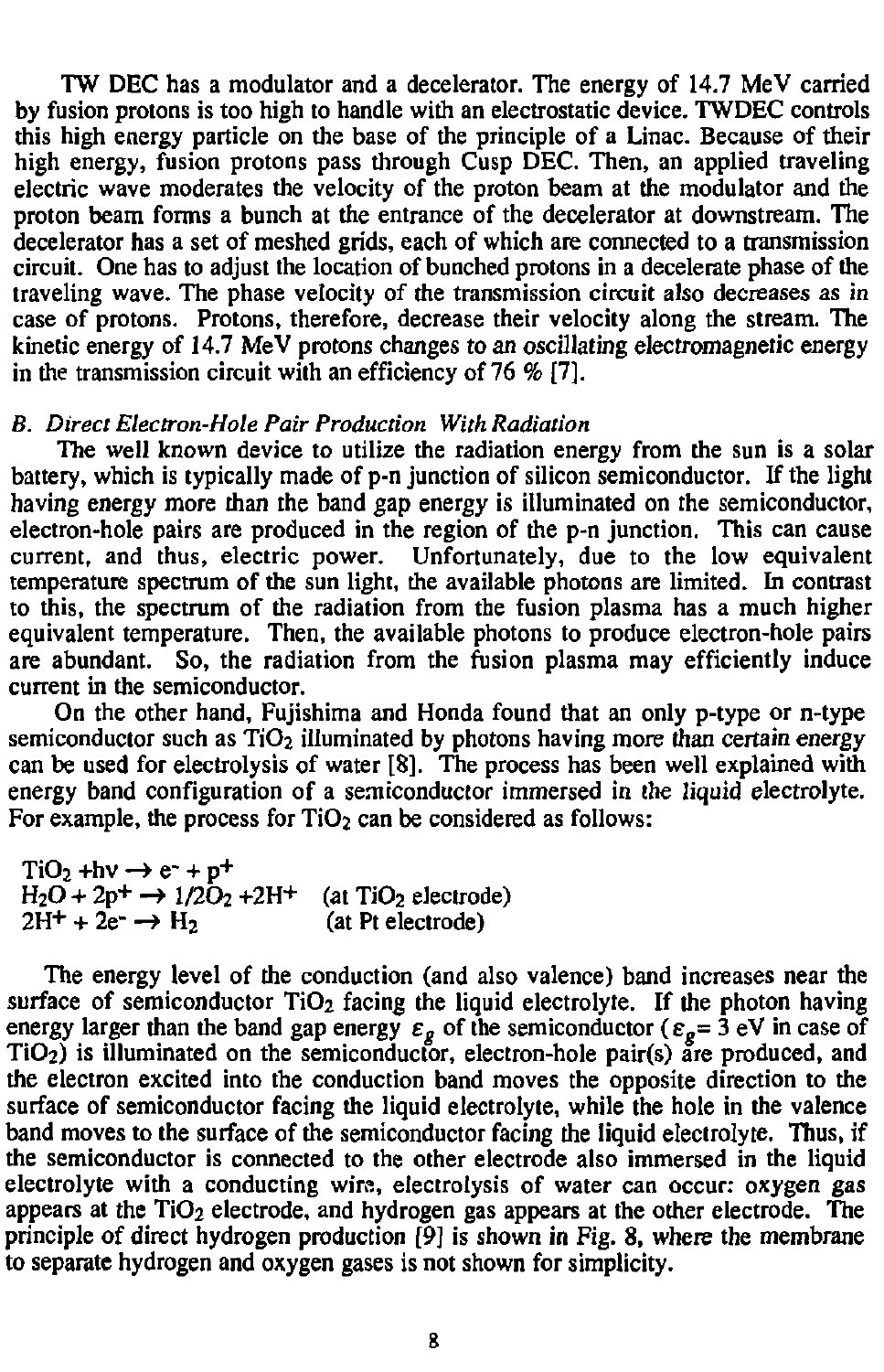TW DEC has a modulator and a decelerator. The energy of 14.7 MeV carried by fusion protons is too high to handle with an electrostatic device. TWDEC controls this high energy particle on the base of the principle of a Linac. Because of their high energy, fusion protons pass through Cusp DEC. Then, an applied traveling electric wave moderates the velocity of the proton beam at the modulator and the proton beam forms a bunch at the entrance of the decelerator at downstream. The decelerator has a set of meshed grids, each of which are connected to a transmission circuit. One has to adjust the location of bunched protons in a decelerate phase of the traveling wave. The phase velocity of the transmission circuit also decreases as in case of protons. Protons, therefore, decrease their velocity along the stream. The kinetic energy of 14.7 MeV protons changes to an oscillating electromagnetic energy in the transmission circuit with an efficiency of 76 % [7].

*B. Direct Electron-Hole Pair Production With Radiation*

The well known device to utilize the radiation energy from the sun is a solar battery, which is typically made of p-n junction of silicon semiconductor. If the light having energy more than the band gap energy is illuminated on the semiconductor, electron-hole pairs are produced in the region of the p-n junction. This can cause current, and thus, electric power. Unfortunately, due to the low equivalent temperature spectrum of the sun light, the available photons are limited. In contrast to this, the spectrum of the radiation from the fusion plasma has a much higher equivalent temperature. Then, the available photons to produce electron-hole pairs are abundant. So, the radiation from the fusion plasma may efficiently induce current in the semiconductor.

On the other hand, Fujishima and Honda found that an only p-type or n-type semiconductor such as $TiO_2$ illuminated by photons having more than certain energy can be used for electrolysis of water [8]. The process has been well explained with energy band configuration of a semiconductor immersed in the liquid electrolyte. For example, the process for $TiO_2$ can be considered as follows:

$TiO_2 + h\nu \rightarrow e^- + p^+$
$H_2O + 2p^+ \rightarrow 1/2O_2 + 2H^+$ (at $TiO_2$ electrode)
$2H^+ + 2e^- \rightarrow H_2$ (at Pt electrode)

The energy level of the conduction (and also valence) band increases near the surface of semiconductor $TiO_2$ facing the liquid electrolyte. If the photon having energy larger than the band gap energy $\varepsilon_g$ of the semiconductor ($\varepsilon_g = 3$ eV in case of $TiO_2$) is illuminated on the semiconductor, electron-hole pair(s) are produced, and the electron excited into the conduction band moves the opposite direction to the surface of semiconductor facing the liquid electrolyte, while the hole in the valence band moves to the surface of the semiconductor facing the liquid electrolyte. Thus, if the semiconductor is connected to the other electrode also immersed in the liquid electrolyte with a conducting wire, electrolysis of water can occur: oxygen gas appears at the $TiO_2$ electrode, and hydrogen gas appears at the other electrode. The principle of direct hydrogen production [9] is shown in Fig. 8, where the membrane to separate hydrogen and oxygen gases is not shown for simplicity.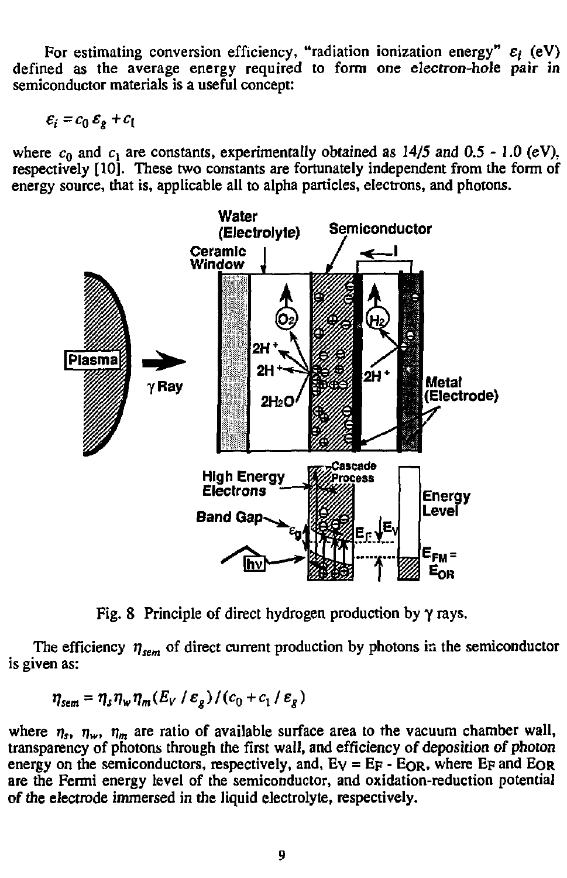For estimating conversion efficiency, "radiation ionization energy" $\varepsilon_i$ (eV) defined as the average energy required to form one *electron-hole pair in* semiconductor materials is a useful concept:

$$\varepsilon_i = c_0 \varepsilon_g + c_1$$

where $c_0$ and $c_1$ are constants, experimentally obtained as *14/5 and 0.5 - 1.0 (eV)*, respectively [10]. These two constants are fortunately independent from the form of energy source, that is, applicable all to alpha particles, electrons, and photons.

Water (Electrolyte)

Semiconductor

Ceramic Window

I

$O_2$

$H_2$

$2H^+$

$2H^+$

$2H^+$

$2H_2O$

Plasma

γ Ray

Metal (Electrode)

High Energy Electrons

Cascade Process

Band Gap

$\varepsilon_g$

$E_F$

$E_V$

Energy Level

$E_{FM} = E_{OR}$

hν

Fig. 8 Principle of direct hydrogen production by γ rays.

The efficiency $\eta_{sem}$ of direct current production by photons in the semiconductor is given as:

$$\eta_{sem} = \eta_s \eta_w \eta_m (E_V / \varepsilon_g) / (c_0 + c_1 / \varepsilon_g)$$

where $\eta_s$, $\eta_w$, $\eta_m$ are ratio of available surface area to the vacuum chamber wall, transparency of photons through the first wall, and efficiency of *deposition of photon* energy on the semiconductors, respectively, and, $E_V = E_F - E_{OR}$, where $E_F$ and $E_{OR}$ are the Fermi energy level of the semiconductor, and oxidation-reduction potential of the electrode immersed in the liquid electrolyte, respectively.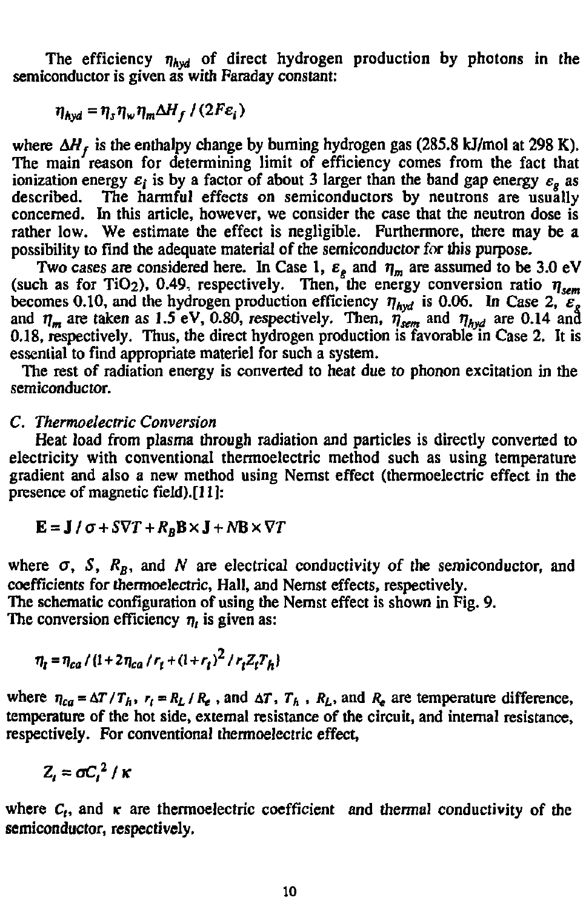The efficiency $\eta_{hyd}$ of direct hydrogen production by photons in the semiconductor is given as with Faraday constant:

$$\eta_{hyd} = \eta_s \eta_w \eta_m \Delta H_f / (2F\varepsilon_i)$$

where $\Delta H_f$ is the enthalpy change by burning hydrogen gas (285.8 kJ/mol at 298 K). The main reason for determining limit of efficiency comes from the fact that ionization energy $\varepsilon_i$ is by a factor of about 3 larger than the band gap energy $\varepsilon_g$ as described. The harmful effects on semiconductors by neutrons are usually concerned. In this article, however, we consider the case that the neutron dose is rather low. We estimate the effect is negligible. Furthermore, there may be a possibility to find the adequate material of the semiconductor for this purpose.

Two cases are considered here. In Case 1, $\varepsilon_g$ and $\eta_m$ are assumed to be 3.0 eV (such as for $TiO_2$), 0.49, respectively. Then, the energy conversion ratio $\eta_{sem}$ becomes 0.10, and the hydrogen production efficiency $\eta_{hyd}$ is 0.06. In Case 2, $\varepsilon_g$ and $\eta_m$ are taken as 1.5 eV, 0.80, respectively. Then, $\eta_{sem}$ and $\eta_{hyd}$ are 0.14 and 0.18, respectively. Thus, the direct hydrogen production is favorable in Case 2. It is essential to find appropriate materiel for such a system.

The rest of radiation energy is converted to heat due to phonon excitation in the semiconductor.

### *C. Thermoelectric Conversion*

Heat load from plasma through radiation and particles is directly converted to electricity with conventional thermoelectric method such as using temperature gradient and also a new method using Nernst effect (thermoelectric effect in the presence of magnetic field).[11]:

$$\mathbf{E} = \mathbf{J}/\sigma + S\nabla T + R_B \mathbf{B} \times \mathbf{J} + N\mathbf{B} \times \nabla T$$

where $\sigma$, $S$, $R_B$, and $N$ are electrical conductivity of the semiconductor, and coefficients for thermoelectric, Hall, and Nernst effects, respectively.
The schematic configuration of using the Nernst effect is shown in Fig. 9.
The conversion efficiency $\eta_t$ is given as:

$$\eta_t = \eta_{ca} / \{1 + 2\eta_{ca}/r_t + (1+r_t)^2 / r_t Z_t T_h\}$$

where $\eta_{ca} = \Delta T / T_h$, $r_t = R_L / R_e$, and $\Delta T$, $T_h$, $R_L$, and $R_e$ are temperature difference, temperature of the hot side, external resistance of the circuit, and internal resistance, respectively. For conventional thermoelectric effect,

$$Z_t = \sigma C_t^2 / \kappa$$

where $C_t$, and $\kappa$ are thermoelectric coefficient and thermal conductivity of the semiconductor, respectively.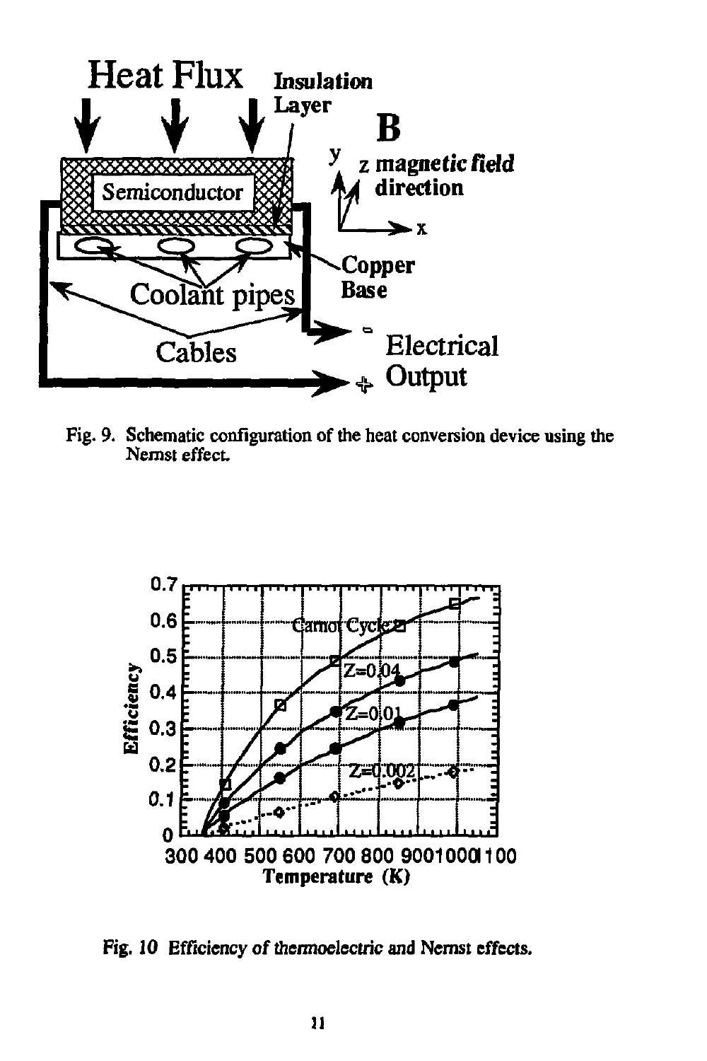Heat Flux

Insulation Layer

Semiconductor

Coolant pipes

Copper Base

Cables

B

y

z magnetic field direction

x

−

Electrical Output

+

Fig. 9. Schematic configuration of the heat conversion device using the Nernst effect.

Efficiency

0.7

0.6

0.5

0.4

0.3

0.2

0.1

0

Carnot Cycle

Z=0.04

Z=0.01

Z=0.002

300 400 500 600 700 800 900 1000 1100

Temperature (K)

Fig. 10 Efficiency of thermoelectric and Nernst effects.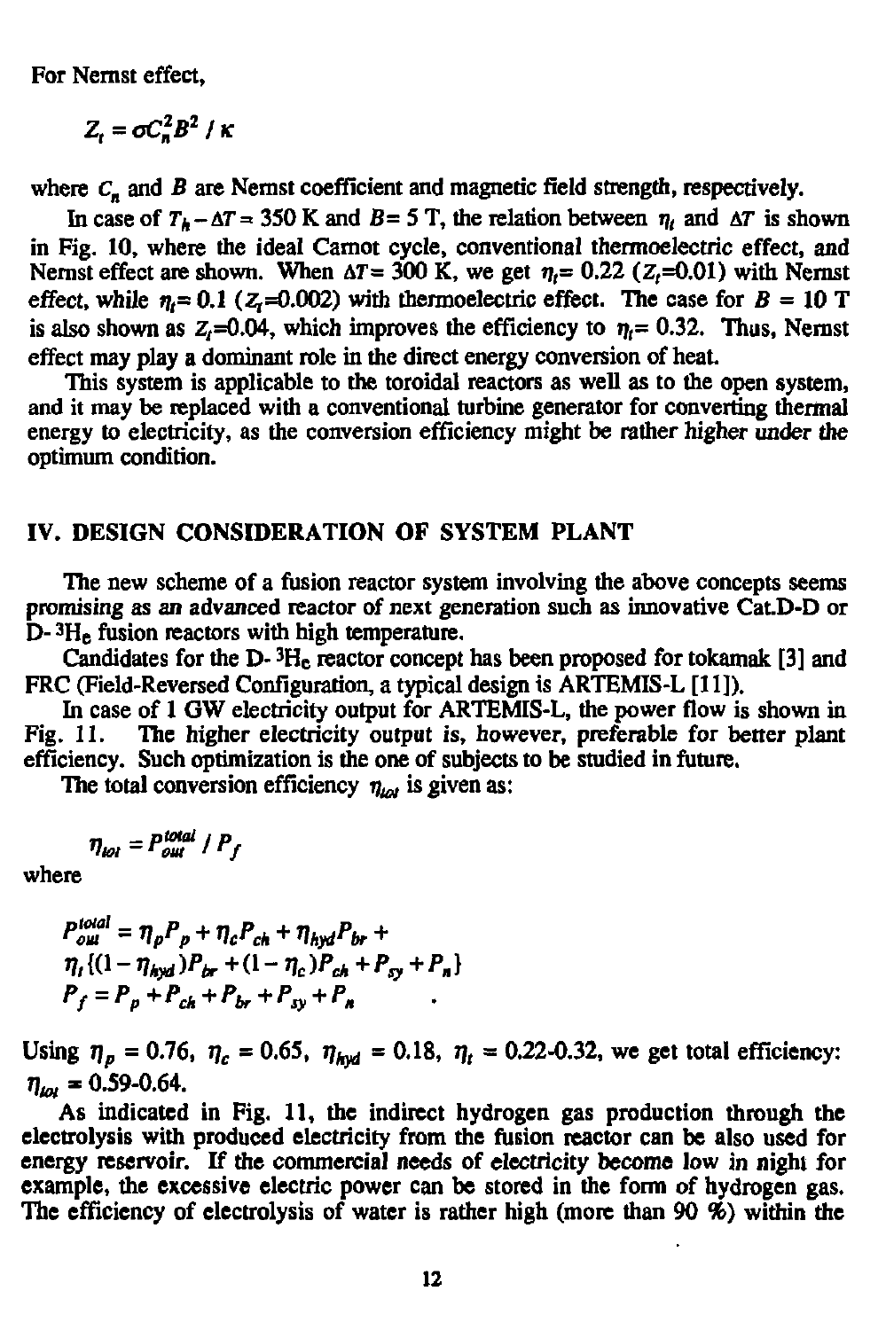For Nernst effect,

$$Z_t = \sigma C_n^2 B^2 / \kappa$$

where $C_n$ and $B$ are Nernst coefficient and magnetic field strength, respectively.

In case of $T_h - \Delta T = 350$ K and $B = 5$ T, the relation between $\eta_t$ and $\Delta T$ is shown in Fig. 10, where the ideal Carnot cycle, conventional thermoelectric effect, and Nernst effect are shown. When $\Delta T = 300$ K, we get $\eta_t = 0.22$ ($Z_t$=0.01) with Nernst effect, while $\eta_t = 0.1$ ($Z_t$=0.002) with thermoelectric effect. The case for $B = 10$ T is also shown as $Z_t$=0.04, which improves the efficiency to $\eta_t = 0.32$. Thus, Nernst effect may play a dominant role in the direct energy conversion of heat.

This system is applicable to the toroidal reactors as well as to the open system, and it may be replaced with a conventional turbine generator for converting thermal energy to electricity, as the conversion efficiency might be rather higher under the optimum condition.

## IV. DESIGN CONSIDERATION OF SYSTEM PLANT

The new scheme of a fusion reactor system involving the above concepts seems promising as an advanced reactor of next generation such as innovative Cat.D-D or D-$^3$He fusion reactors with high temperature.

Candidates for the D-$^3$He reactor concept has been proposed for tokamak [3] and FRC (Field-Reversed Configuration, a typical design is ARTEMIS-L [11]).

In case of 1 GW electricity output for ARTEMIS-L, the power flow is shown in Fig. 11. The higher electricity output is, however, preferable for better plant efficiency. Such optimization is the one of subjects to be studied in future.

The total conversion efficiency $\eta_{tot}$ is given as:

$$\eta_{tot} = P_{out}^{total} / P_f$$

where

$$P_{out}^{total} = \eta_p P_p + \eta_c P_{ch} + \eta_{hyd} P_{br} + \eta_t \{(1-\eta_{hyd})P_{br} + (1-\eta_c)P_{ch} + P_{sy} + P_n\}$$

$$P_f = P_p + P_{ch} + P_{br} + P_{sy} + P_n \quad .$$

Using $\eta_p = 0.76$, $\eta_c = 0.65$, $\eta_{hyd} = 0.18$, $\eta_t = 0.22$-$0.32$, we get total efficiency: $\eta_{tot} = 0.59$-$0.64$.

As indicated in Fig. 11, the indirect hydrogen gas production through the electrolysis with produced electricity from the fusion reactor can be also used for energy reservoir. If the commercial needs of electricity become low in night for example, the excessive electric power can be stored in the form of hydrogen gas. The efficiency of electrolysis of water is rather high (more than 90 %) within the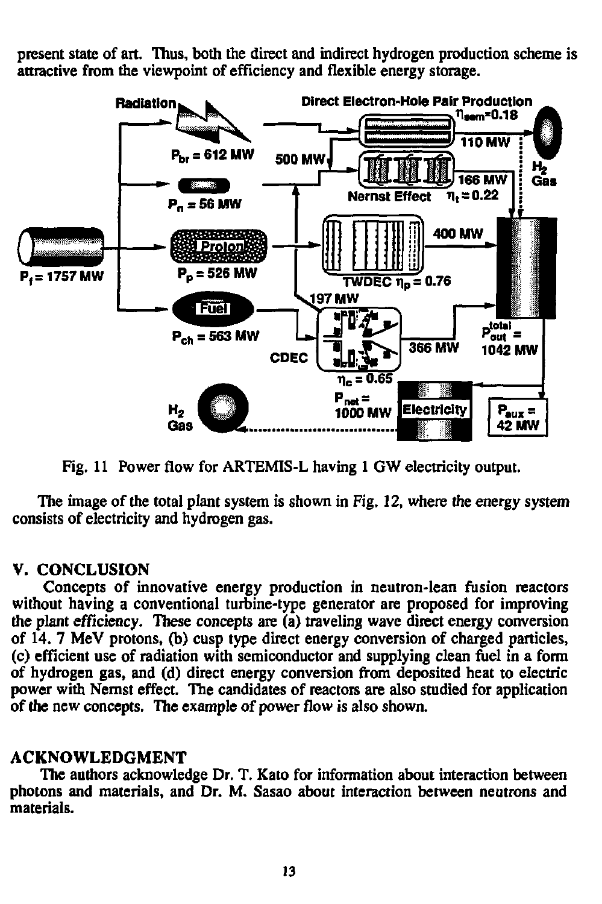present state of art. Thus, both the direct and indirect hydrogen production scheme is attractive from the viewpoint of efficiency and flexible energy storage.

Radiation

Direct Electron-Hole Pair Production

$\eta_{sem}$=0.18

$P_{br}$ = 612 MW

500 MW

110 MW

$H_2$ Gas

$P_n$ = 56 MW

166 MW

Nernst Effect $\eta_t$ = 0.22

400 MW

Proton

$P_f$ = 1757 MW

$P_p$ = 526 MW

TWDEC $\eta_p$ = 0.76

197 MW

Fuel

$P_{ch}$ = 563 MW

CDEC

366 MW

$P_{out}^{total}$ = 1042 MW

$\eta_c$ = 0.65

$H_2$ Gas

$P_{net}$ = 1000 MW

Electricity

$P_{aux}$ = 42 MW

Fig. 11 Power flow for ARTEMIS-L having 1 GW electricity output.

The image of the total plant system is shown in Fig. 12, where the energy system consists of electricity and hydrogen gas.

## V. CONCLUSION

Concepts of innovative energy production in neutron-lean fusion reactors without having a conventional turbine-type generator are proposed for improving the plant efficiency. These concepts are (a) traveling wave direct energy conversion of 14. 7 MeV protons, (b) cusp type direct energy conversion of charged particles, (c) efficient use of radiation with semiconductor and supplying clean fuel in a form of hydrogen gas, and (d) direct energy conversion from deposited heat to electric power with Nernst effect. The candidates of reactors are also studied for application of the new concepts. The example of power flow is also shown.

## ACKNOWLEDGMENT

The authors acknowledge Dr. T. Kato for information about interaction between photons and materials, and Dr. M. Sasao about interaction between neutrons and materials.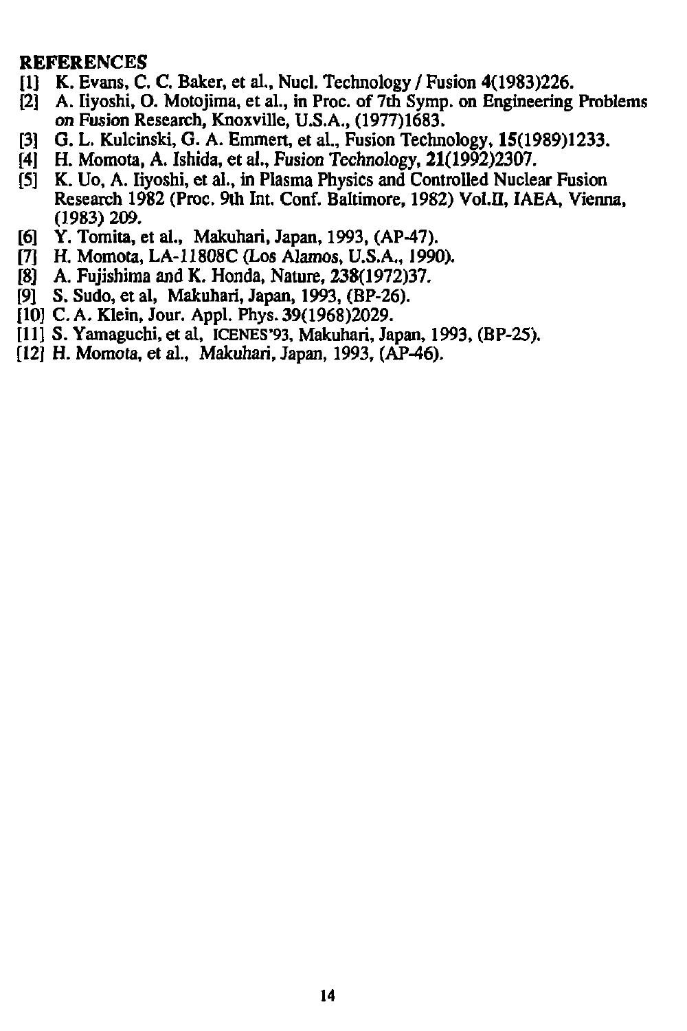**REFERENCES**

[1] K. Evans, C. C. Baker, et al., Nucl. Technology / Fusion 4(1983)226.
[2] A. Iiyoshi, O. Motojima, et al., in Proc. of 7th Symp. on Engineering Problems on Fusion Research, Knoxville, U.S.A., (1977)1683.
[3] G. L. Kulcinski, G. A. Emmert, et al., Fusion Technology, **15**(1989)1233.
[4] H. Momota, A. Ishida, et al., *Fusion Technology*, **21**(1992)2307.
[5] K. Uo, A. Iiyoshi, et al., in Plasma Physics and Controlled Nuclear Fusion Research 1982 (Proc. 9th Int. Conf. Baltimore, 1982) Vol.II, IAEA, Vienna, (1983) 209.
[6] Y. Tomita, et al., Makuhari, Japan, 1993, (AP-47).
[7] H. Momota, LA-*11808C* (Los Alamos, U.S.A., 1990).
[8] A. Fujishima and K. Honda, Nature, **238**(1972)37.
[9] S. Sudo, et al, Makuhari, Japan, 1993, (BP-26).
[10] C. A. Klein, Jour. Appl. Phys. 39(1968)2029.
[11] S. Yamaguchi, et al, ICENES'93, Makuhari, Japan, 1993, (BP-25).
[12] H. Momota, et al., Makuhari, Japan, 1993, (AP-46).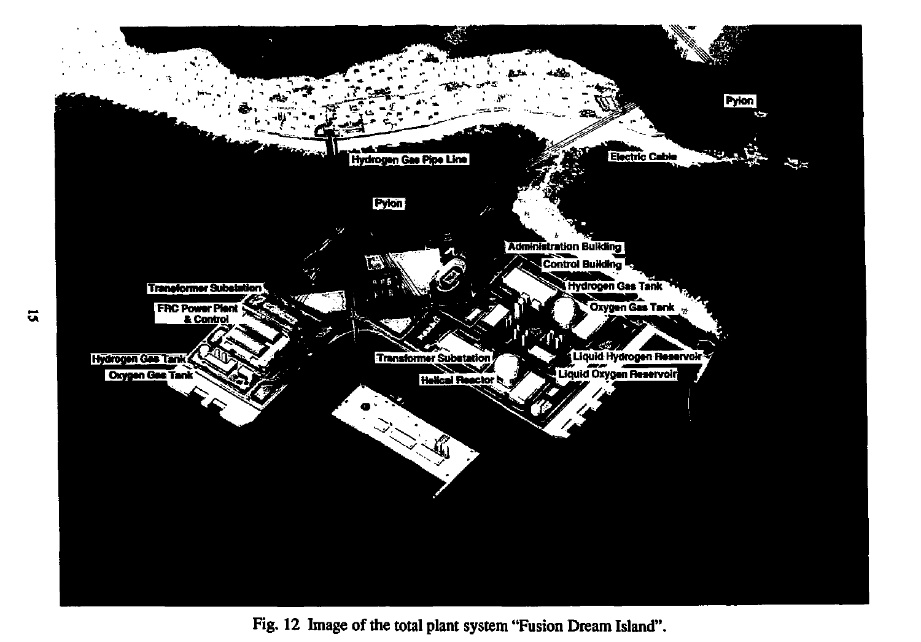Pylon

Hydrogen Gas Pipe Line

Electric Cable

Pylon

Administration Building

Control Building

Hydrogen Gas Tank

Oxygen Gas Tank

Transformer Substation

FRC Power Plant & Control

Hydrogen Gas Tank

Oxygen Gas Tank

Transformer Substation

Helical Reactor

Liquid Hydrogen Reservoir

Liquid Oxygen Reservoir

Fig. 12 Image of the total plant system "Fusion Dream Island".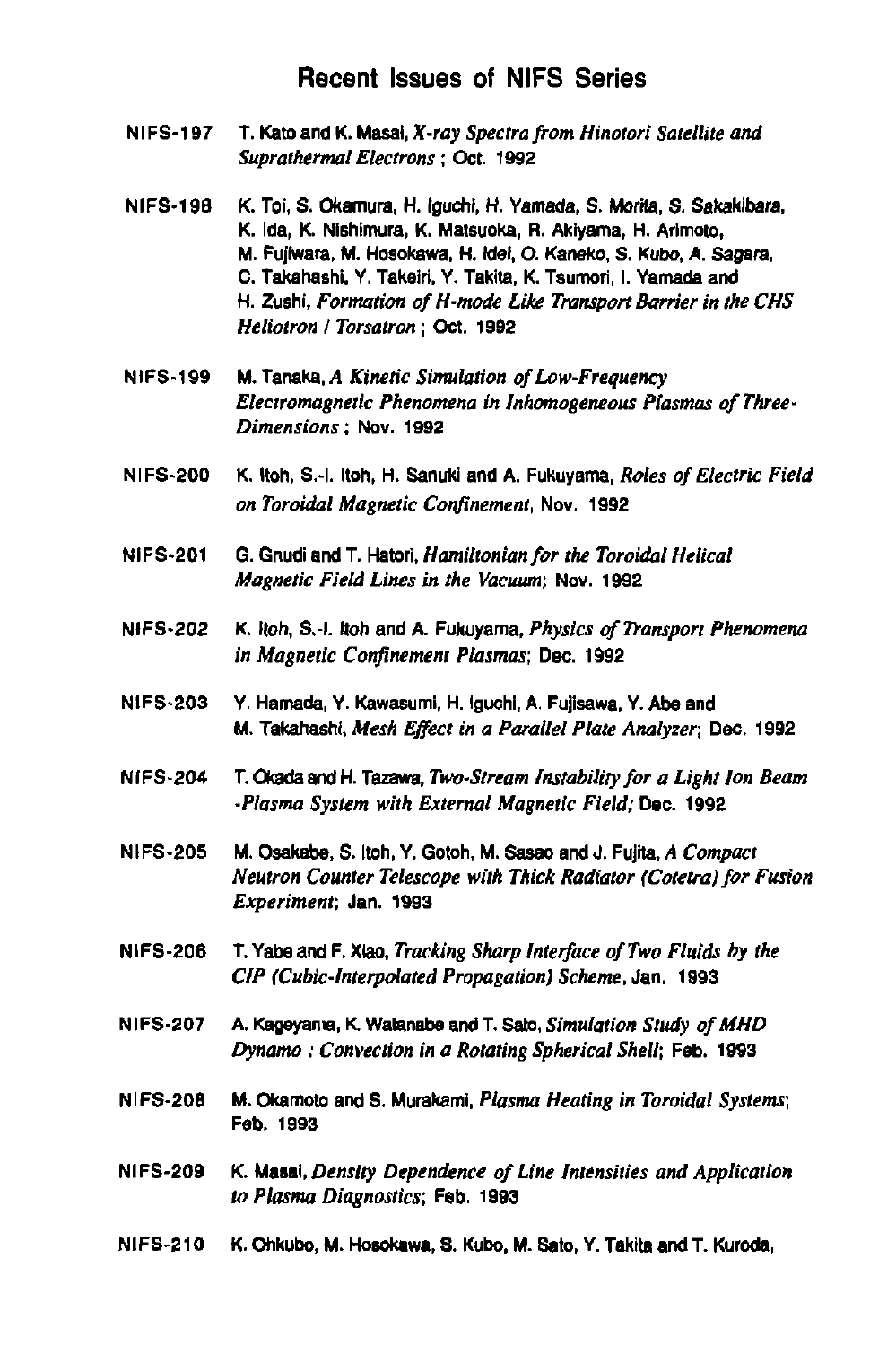# Recent Issues of NIFS Series

NIFS-197 T. Kato and K. Masai, *X-ray Spectra from Hinotori Satellite and Suprathermal Electrons* ; Oct. 1992

NIFS-198 K. Toi, S. Okamura, H. Iguchi, H. Yamada, S. Morita, S. Sakakibara, K. Ida, K. Nishimura, K. Matsuoka, R. Akiyama, H. Arimoto, M. Fujiwara, M. Hosokawa, H. Idei, O. Kaneko, S. Kubo, A. Sagara, C. Takahashi, Y. Takeiri, Y. Takita, K. Tsumori, I. Yamada and H. Zushi, *Formation of H-mode Like Transport Barrier in the CHS Heliotron / Torsatron* ; Oct. 1992

NIFS-199 M. Tanaka, *A Kinetic Simulation of Low-Frequency Electromagnetic Phenomena in Inhomogeneous Plasmas of Three-Dimensions* ; Nov. 1992

NIFS-200 K. Itoh, S.-I. Itoh, H. Sanuki and A. Fukuyama, *Roles of Electric Field on Toroidal Magnetic Confinement*, Nov. 1992

NIFS-201 G. Gnudi and T. Hatori, *Hamiltonian for the Toroidal Helical Magnetic Field Lines in the Vacuum*; Nov. 1992

NIFS-202 K. Itoh, S.-I. Itoh and A. Fukuyama, *Physics of Transport Phenomena in Magnetic Confinement Plasmas*; Dec. 1992

NIFS-203 Y. Hamada, Y. Kawasumi, H. Iguchi, A. Fujisawa, Y. Abe and M. Takahashi, *Mesh Effect in a Parallel Plate Analyzer*; Dec. 1992

NIFS-204 T. Okada and H. Tazawa, *Two-Stream Instability for a Light Ion Beam -Plasma System with External Magnetic Field;* Dec. 1992

NIFS-205 M. Osakabe, S. Itoh, Y. Gotoh, M. Sasao and J. Fujita, *A Compact Neutron Counter Telescope with Thick Radiator (Cotetra) for Fusion Experiment*; Jan. 1993

NIFS-206 T. Yabe and F. Xiao, *Tracking Sharp Interface of Two Fluids by the CIP (Cubic-Interpolated Propagation) Scheme*, Jan. 1993

NIFS-207 A. Kageyama, K. Watanabe and T. Sato, *Simulation Study of MHD Dynamo : Convection in a Rotating Spherical Shell*; Feb. 1993

NIFS-208 M. Okamoto and S. Murakami, *Plasma Heating in Toroidal Systems*; Feb. 1993

NIFS-209 K. Masai, *Density Dependence of Line Intensities and Application to Plasma Diagnostics*; Feb. 1993

NIFS-210 K. Ohkubo, M. Hosokawa, S. Kubo, M. Sato, Y. Takita and T. Kuroda,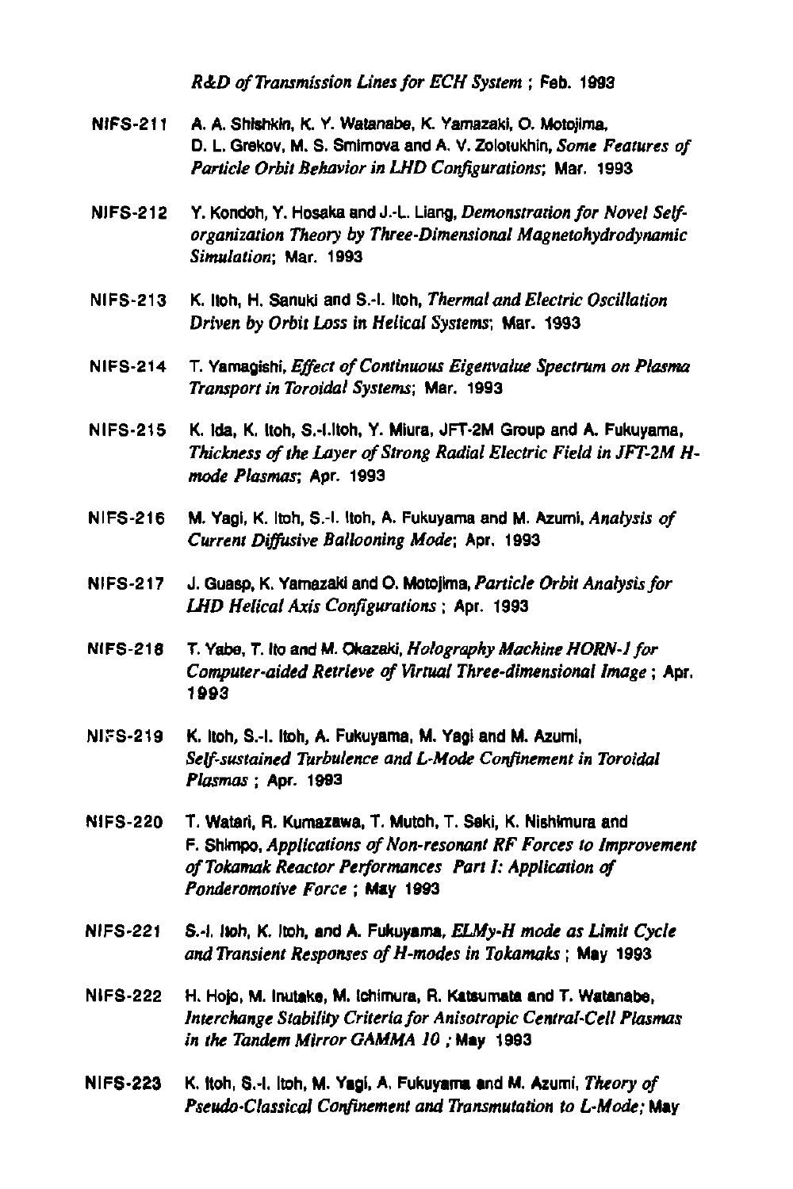*R&D of Transmission Lines for ECH System* ; Feb. 1993

NIFS-211 A. A. Shishkin, K. Y. Watanabe, K. Yamazaki, O. Motojima, D. L. Grekov, M. S. Smirnova and A. V. Zolotukhin, *Some Features of Particle Orbit Behavior in LHD Configurations*; Mar. 1993

NIFS-212 Y. Kondoh, Y. Hosaka and J.-L. Liang, *Demonstration for Novel Self-organization Theory by Three-Dimensional Magnetohydrodynamic Simulation*; Mar. 1993

NIFS-213 K. Itoh, H. Sanuki and S.-I. Itoh, *Thermal and Electric Oscillation Driven by Orbit Loss in Helical Systems*; Mar. 1993

NIFS-214 T. Yamagishi, *Effect of Continuous Eigenvalue Spectrum on Plasma Transport in Toroidal Systems*; Mar. 1993

NIFS-215 K. Ida, K. Itoh, S.-I.Itoh, Y. Miura, JFT-2M Group and A. Fukuyama, *Thickness of the Layer of Strong Radial Electric Field in JFT-2M H-mode Plasmas*; Apr. 1993

NIFS-216 M. Yagi, K. Itoh, S.-I. Itoh, A. Fukuyama and M. Azumi, *Analysis of Current Diffusive Ballooning Mode*; Apr. 1993

NIFS-217 J. Guasp, K. Yamazaki and O. Motojima, *Particle Orbit Analysis for LHD Helical Axis Configurations* ; Apr. 1993

NIFS-218 T. Yabe, T. Ito and M. Okazaki, *Holography Machine HORN-1 for Computer-aided Retrieve of Virtual Three-dimensional Image* ; Apr. 1993

NIFS-219 K. Itoh, S.-I. Itoh, A. Fukuyama, M. Yagi and M. Azumi, *Self-sustained Turbulence and L-Mode Confinement in Toroidal Plasmas* ; Apr. 1993

NIFS-220 T. Watari, R. Kumazawa, T. Mutoh, T. Seki, K. Nishimura and F. Shimpo, *Applications of Non-resonant RF Forces to Improvement of Tokamak Reactor Performances Part I: Application of Ponderomotive Force* ; May 1993

NIFS-221 S.-I. Itoh, K. Itoh, and A. Fukuyama, *ELMy-H mode as Limit Cycle and Transient Responses of H-modes in Tokamaks* ; May 1993

NIFS-222 H. Hojo, M. Inutake, M. Ichimura, R. Katsumata and T. Watanabe, *Interchange Stability Criteria for Anisotropic Central-Cell Plasmas in the Tandem Mirror GAMMA 10* ; May 1993

NIFS-223 K. Itoh, S.-I. Itoh, M. Yagi, A. Fukuyama and M. Azumi, *Theory of Pseudo-Classical Confinement and Transmutation to L-Mode;* May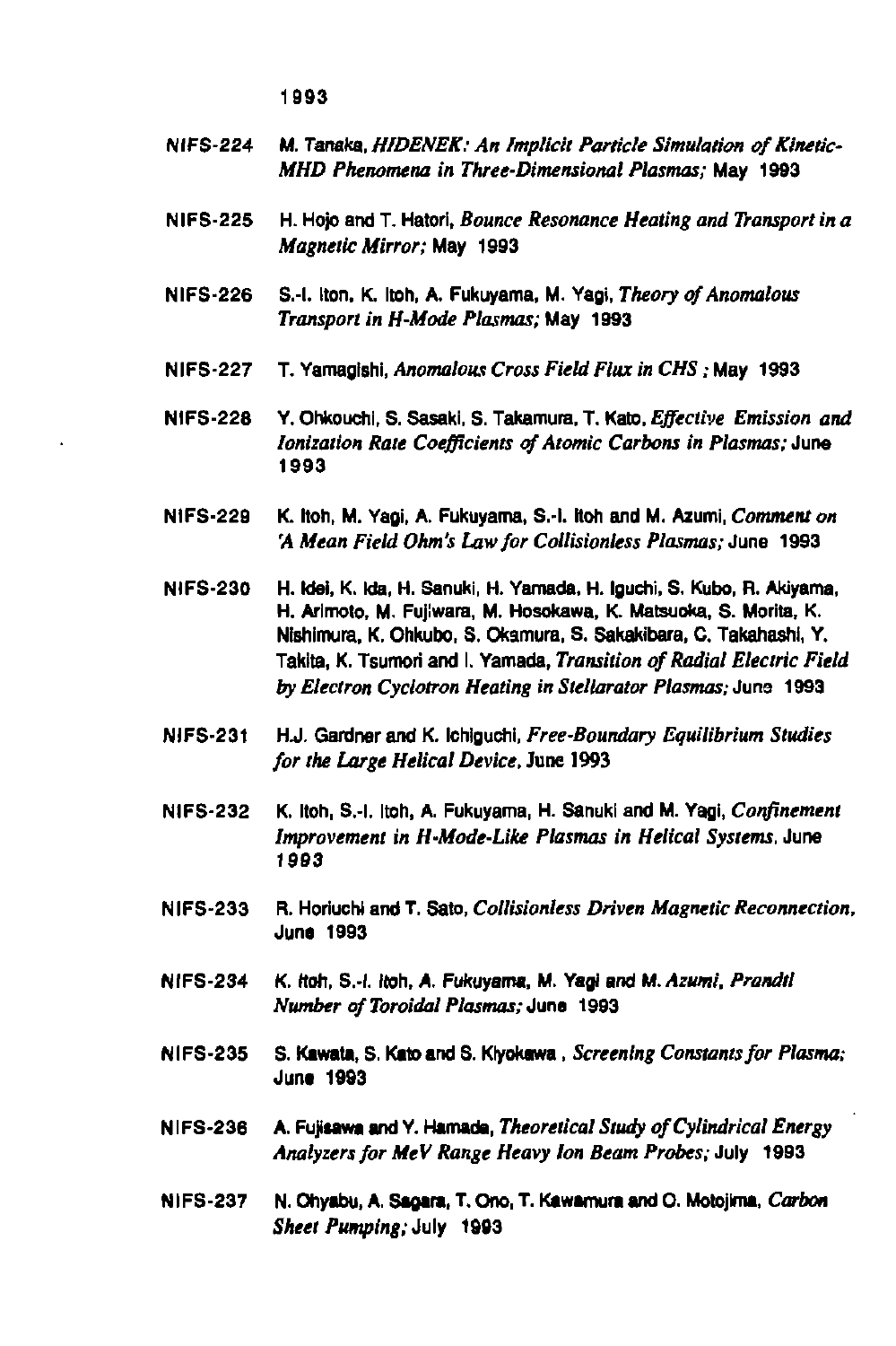1993

NIFS-224 M. Tanaka, *HIDENEK: An Implicit Particle Simulation of Kinetic-MHD Phenomena in Three-Dimensional Plasmas;* May 1993

NIFS-225 H. Hojo and T. Hatori, *Bounce Resonance Heating and Transport in a Magnetic Mirror;* May 1993

NIFS-226 S.-I. Iton, K. Itoh, A. Fukuyama, M. Yagi, *Theory of Anomalous Transport in H-Mode Plasmas;* May 1993

NIFS-227 T. Yamagishi, *Anomalous Cross Field Flux in CHS ;* May 1993

NIFS-228 Y. Ohkouchi, S. Sasaki, S. Takamura, T. Kato, *Effective Emission and Ionization Rate Coefficients of Atomic Carbons in Plasmas;* June 1993

NIFS-229 K. Itoh, M. Yagi, A. Fukuyama, S.-I. Itoh and M. Azumi, *Comment on 'A Mean Field Ohm's Law for Collisionless Plasmas;* June 1993

NIFS-230 H. Idei, K. Ida, H. Sanuki, H. Yamada, H. Iguchi, S. Kubo, R. Akiyama, H. Arimoto, M. Fujiwara, M. Hosokawa, K. Matsuoka, S. Morita, K. Nishimura, K. Ohkubo, S. Okamura, S. Sakakibara, C. Takahashi, Y. Takita, K. Tsumori and I. Yamada, *Transition of Radial Electric Field by Electron Cyclotron Heating in Stellarator Plasmas;* June 1993

NIFS-231 H.J. Gardner and K. Ichiguchi, *Free-Boundary Equilibrium Studies for the Large Helical Device,* June 1993

NIFS-232 K. Itoh, S.-I. Itoh, A. Fukuyama, H. Sanuki and M. Yagi, *Confinement Improvement in H-Mode-Like Plasmas in Helical Systems,* June 1993

NIFS-233 R. Horiuchi and T. Sato, *Collisionless Driven Magnetic Reconnection,* June 1993

NIFS-234 K. Itoh, S.-I. Itoh, A. Fukuyama, M. Yagi and M. Azumi, *Prandtl Number of Toroidal Plasmas;* June 1993

NIFS-235 S. Kawata, S. Kato and S. Kiyokawa , *Screening Constants for Plasma;* June 1993

NIFS-236 A. Fujisawa and Y. Hamada, *Theoretical Study of Cylindrical Energy Analyzers for MeV Range Heavy Ion Beam Probes;* July 1993

NIFS-237 N. Ohyabu, A. Sagara, T. Ono, T. Kawamura and O. Motojima, *Carbon Sheet Pumping;* July 1993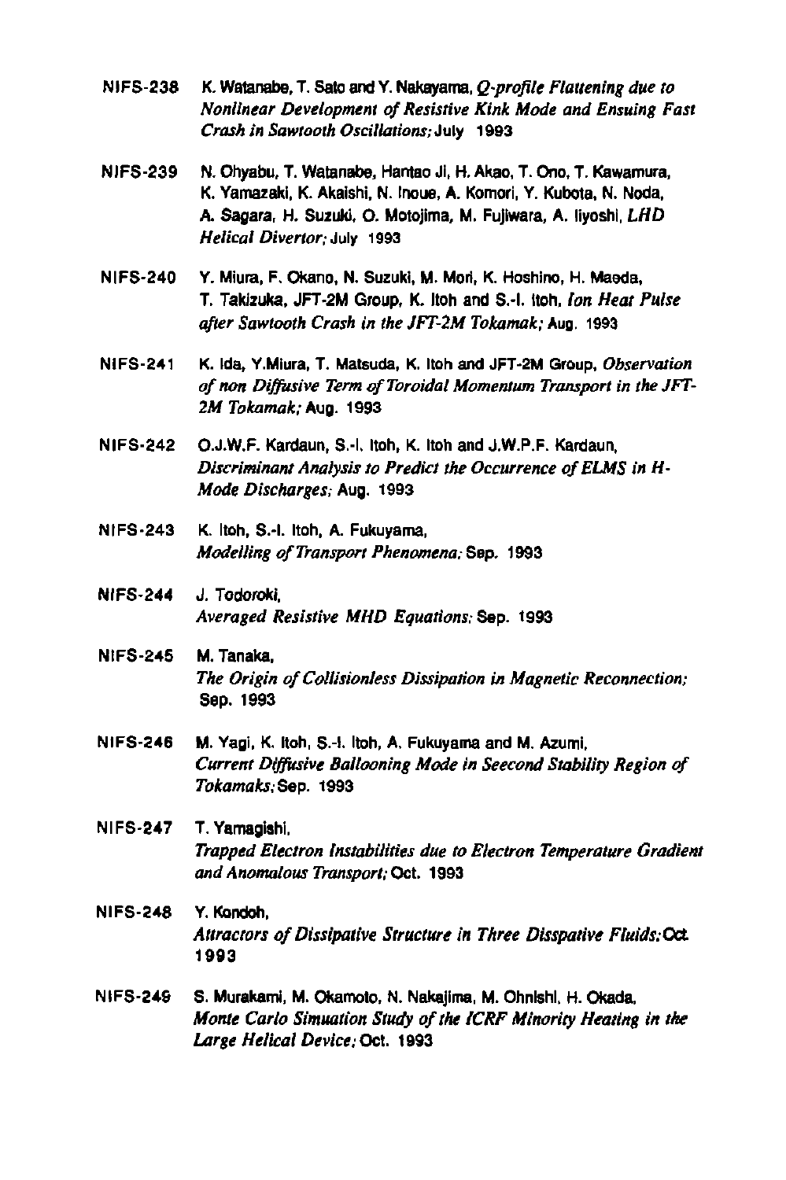NIFS-238 K. Watanabe, T. Sato and Y. Nakayama, *Q-profile Flattening due to Nonlinear Development of Resistive Kink Mode and Ensuing Fast Crash in Sawtooth Oscillations;* July 1993

NIFS-239 N. Ohyabu, T. Watanabe, Hantao Ji, H. Akao, T. Ono, T. Kawamura, K. Yamazaki, K. Akaishi, N. Inoue, A. Komori, Y. Kubota, N. Noda, A. Sagara, H. Suzuki, O. Motojima, M. Fujiwara, A. Iiyoshi, *LHD Helical Divertor;* July 1993

NIFS-240 Y. Miura, F. Okano, N. Suzuki, M. Mori, K. Hoshino, H. Maeda, T. Takizuka, JFT-2M Group, K. Itoh and S.-I. Itoh, *Ion Heat Pulse after Sawtooth Crash in the JFT-2M Tokamak;* Aug. 1993

NIFS-241 K. Ida, Y.Miura, T. Matsuda, K. Itoh and JFT-2M Group, *Observation of non Diffusive Term of Toroidal Momentum Transport in the JFT-2M Tokamak;* Aug. 1993

NIFS-242 O.J.W.F. Kardaun, S.-I. Itoh, K. Itoh and J.W.P.F. Kardaun, *Discriminant Analysis to Predict the Occurrence of ELMS in H-Mode Discharges;* Aug. 1993

NIFS-243 K. Itoh, S.-I. Itoh, A. Fukuyama, *Modelling of Transport Phenomena;* Sep. 1993

NIFS-244 J. Todoroki, *Averaged Resistive MHD Equations;* Sep. 1993

NIFS-245 M. Tanaka, *The Origin of Collisionless Dissipation in Magnetic Reconnection;* Sep. 1993

NIFS-246 M. Yagi, K. Itoh, S.-I. Itoh, A. Fukuyama and M. Azumi, *Current Diffusive Ballooning Mode in Seecond Stability Region of Tokamaks;* Sep. 1993

NIFS-247 T. Yamagishi, *Trapped Electron Instabilities due to Electron Temperature Gradient and Anomalous Transport;* Oct. 1993

NIFS-248 Y. Kondoh, *Attractors of Dissipative Structure in Three Disspative Fluids;* Oct. 1993

NIFS-249 S. Murakami, M. Okamoto, N. Nakajima, M. Ohnishi, H. Okada, *Monte Carlo Simuation Study of the ICRF Minority Heating in the Large Helical Device;* Oct. 1993